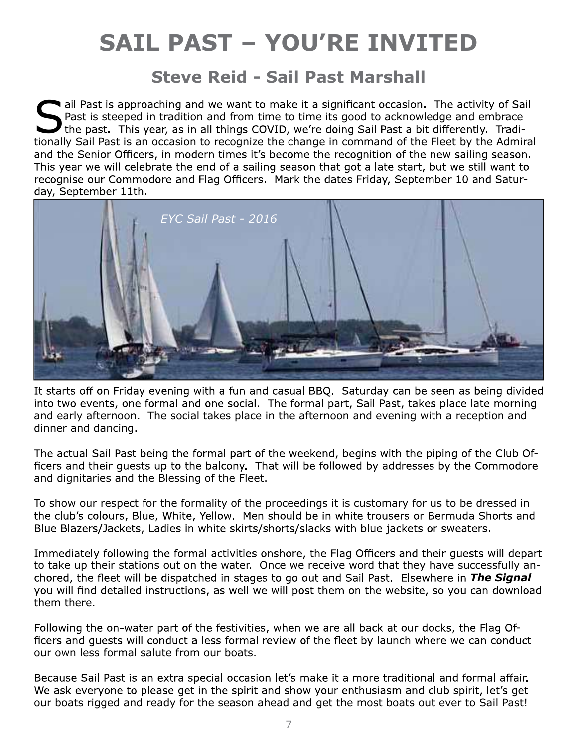# SAIL PAST – YOU'RE INVITED

## Steve Reid - Sail Past Marshall

Sail Past is approaching and we want to make it a significant occasion. The activity of Sail Past is steeped in tradition and from time to time its good to acknowledge and embrace the past. This year, as in all things COVID, we're doing Sail Past a bit differently. Traditionally Sail Past is an occasion to recognize the change in command of the Fleet by the Admiral and the Senior Officers, in modern times it's become the recognition of the new sailing season. This year we will celebrate the end of a sailing season that got a late start, but we still want to recognise our Commodore and Flag Officers. Mark the dates Friday, September 10 and Saturday, September 11th.

*EYC Sail Past - 2016*

It starts off on Friday evening with a fun and casual BBQ. Saturday can be seen as being divided into two events, one formal and one social. The formal part, Sail Past, takes place late morning and early afternoon. The social takes place in the afternoon and evening with a reception and dinner and dancing.

The actual Sail Past being the formal part of the weekend, begins with the piping of the Club Officers and their guests up to the balcony. That will be followed by addresses by the Commodore and dignitaries and the Blessing of the Fleet.

To show our respect for the formality of the proceedings it is customary for us to be dressed in the club's colours, Blue, White, Yellow. Men should be in white trousers or Bermuda Shorts and Blue Blazers/Jackets, Ladies in white skirts/shorts/slacks with blue jackets or sweaters.

Immediately following the formal activities onshore, the Flag Officers and their guests will depart to take up their stations out on the water. Once we receive word that they have successfully anchored, the fleet will be dispatched in stages to go out and Sail Past. Elsewhere in ***The Signal*** you will find detailed instructions, as well we will post them on the website, so you can download them there.

Following the on-water part of the festivities, when we are all back at our docks, the Flag Officers and guests will conduct a less formal review of the fleet by launch where we can conduct our own less formal salute from our boats.

Because Sail Past is an extra special occasion let's make it a more traditional and formal affair. We ask everyone to please get in the spirit and show your enthusiasm and club spirit, let's get our boats rigged and ready for the season ahead and get the most boats out ever to Sail Past!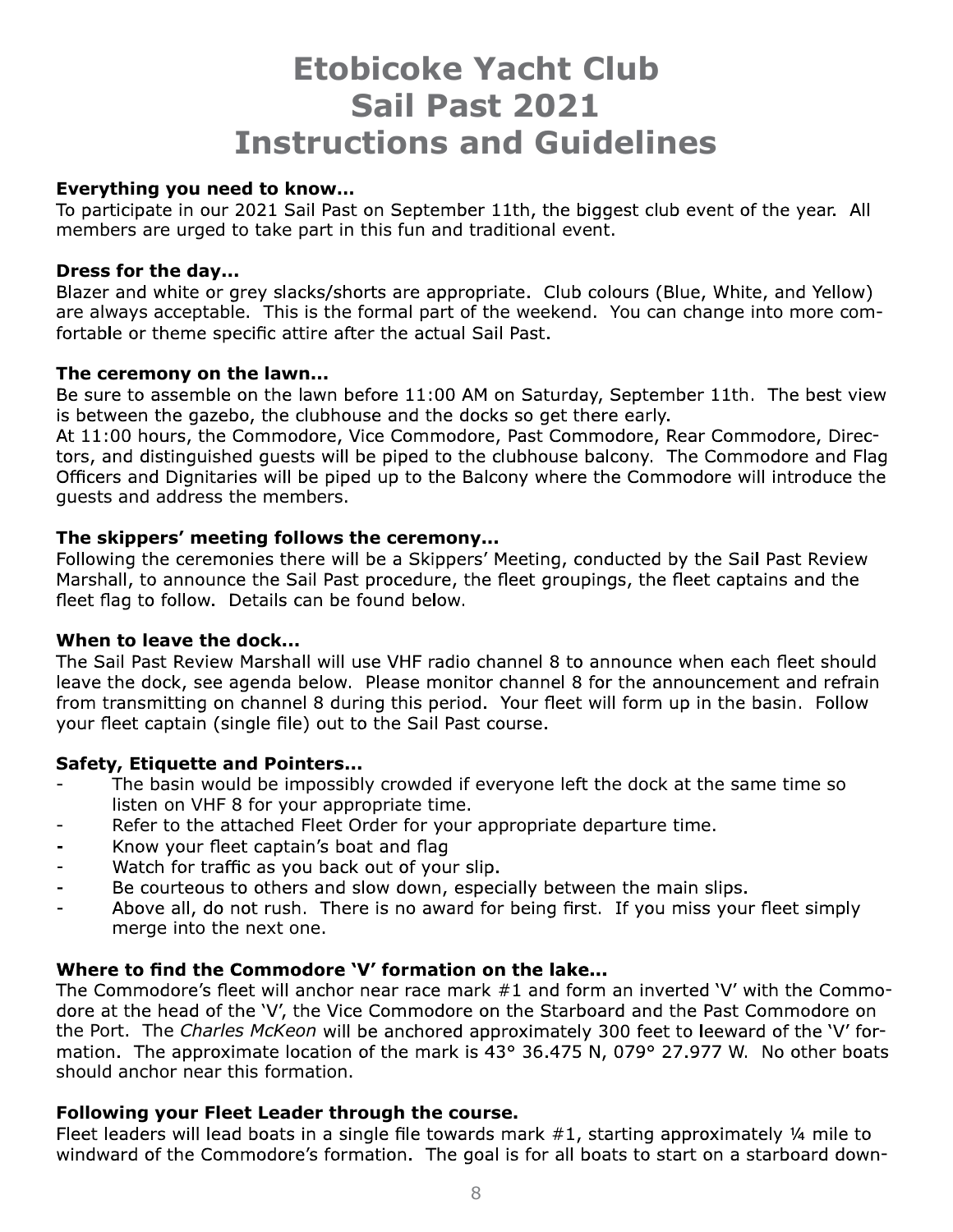# Etobicoke Yacht Club
# Sail Past 2021
# Instructions and Guidelines

**Everything you need to know...**

To participate in our 2021 Sail Past on September 11th, the biggest club event of the year. All members are urged to take part in this fun and traditional event.

**Dress for the day...**

Blazer and white or grey slacks/shorts are appropriate. Club colours (Blue, White, and Yellow) are always acceptable. This is the formal part of the weekend. You can change into more comfortable or theme specific attire after the actual Sail Past.

**The ceremony on the lawn...**

Be sure to assemble on the lawn before 11:00 AM on Saturday, September 11th. The best view is between the gazebo, the clubhouse and the docks so get there early.

At 11:00 hours, the Commodore, Vice Commodore, Past Commodore, Rear Commodore, Directors, and distinguished guests will be piped to the clubhouse balcony. The Commodore and Flag Officers and Dignitaries will be piped up to the Balcony where the Commodore will introduce the guests and address the members.

**The skippers' meeting follows the ceremony...**

Following the ceremonies there will be a Skippers' Meeting, conducted by the Sail Past Review Marshall, to announce the Sail Past procedure, the fleet groupings, the fleet captains and the fleet flag to follow. Details can be found below.

**When to leave the dock...**

The Sail Past Review Marshall will use VHF radio channel 8 to announce when each fleet should leave the dock, see agenda below. Please monitor channel 8 for the announcement and refrain from transmitting on channel 8 during this period. Your fleet will form up in the basin. Follow your fleet captain (single file) out to the Sail Past course.

**Safety, Etiquette and Pointers...**

- The basin would be impossibly crowded if everyone left the dock at the same time so listen on VHF 8 for your appropriate time.
- Refer to the attached Fleet Order for your appropriate departure time.
- Know your fleet captain's boat and flag
- Watch for traffic as you back out of your slip.
- Be courteous to others and slow down, especially between the main slips.
- Above all, do not rush. There is no award for being first. If you miss your fleet simply merge into the next one.

**Where to find the Commodore 'V' formation on the lake...**

The Commodore's fleet will anchor near race mark #1 and form an inverted 'V' with the Commodore at the head of the 'V', the Vice Commodore on the Starboard and the Past Commodore on the Port. The *Charles McKeon* will be anchored approximately 300 feet to leeward of the 'V' formation. The approximate location of the mark is 43° 36.475 N, 079° 27.977 W. No other boats should anchor near this formation.

**Following your Fleet Leader through the course.**

Fleet leaders will lead boats in a single file towards mark #1, starting approximately ¼ mile to windward of the Commodore's formation. The goal is for all boats to start on a starboard down-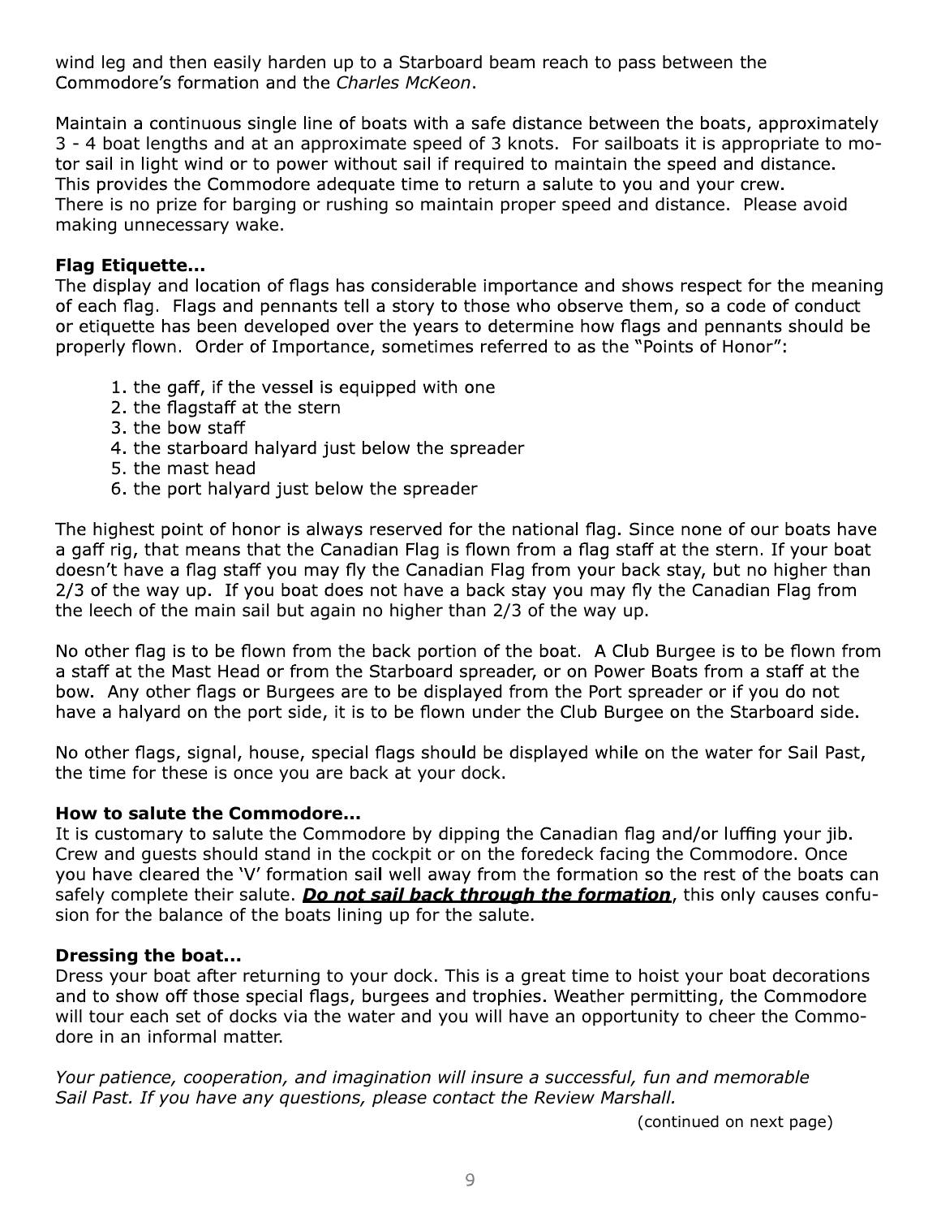wind leg and then easily harden up to a Starboard beam reach to pass between the Commodore's formation and the *Charles McKeon*.

Maintain a continuous single line of boats with a safe distance between the boats, approximately 3 - 4 boat lengths and at an approximate speed of 3 knots. For sailboats it is appropriate to motor sail in light wind or to power without sail if required to maintain the speed and distance. This provides the Commodore adequate time to return a salute to you and your crew. There is no prize for barging or rushing so maintain proper speed and distance. Please avoid making unnecessary wake.

**Flag Etiquette...**
The display and location of flags has considerable importance and shows respect for the meaning of each flag. Flags and pennants tell a story to those who observe them, so a code of conduct or etiquette has been developed over the years to determine how flags and pennants should be properly flown. Order of Importance, sometimes referred to as the "Points of Honor":

1. the gaff, if the vessel is equipped with one
2. the flagstaff at the stern
3. the bow staff
4. the starboard halyard just below the spreader
5. the mast head
6. the port halyard just below the spreader

The highest point of honor is always reserved for the national flag. Since none of our boats have a gaff rig, that means that the Canadian Flag is flown from a flag staff at the stern. If your boat doesn't have a flag staff you may fly the Canadian Flag from your back stay, but no higher than 2/3 of the way up. If you boat does not have a back stay you may fly the Canadian Flag from the leech of the main sail but again no higher than 2/3 of the way up.

No other flag is to be flown from the back portion of the boat. A Club Burgee is to be flown from a staff at the Mast Head or from the Starboard spreader, or on Power Boats from a staff at the bow. Any other flags or Burgees are to be displayed from the Port spreader or if you do not have a halyard on the port side, it is to be flown under the Club Burgee on the Starboard side.

No other flags, signal, house, special flags should be displayed while on the water for Sail Past, the time for these is once you are back at your dock.

**How to salute the Commodore...**
It is customary to salute the Commodore by dipping the Canadian flag and/or luffing your jib. Crew and guests should stand in the cockpit or on the foredeck facing the Commodore. Once you have cleared the 'V' formation sail well away from the formation so the rest of the boats can safely complete their salute. ***Do not sail back through the formation***, this only causes confusion for the balance of the boats lining up for the salute.

**Dressing the boat...**
Dress your boat after returning to your dock. This is a great time to hoist your boat decorations and to show off those special flags, burgees and trophies. Weather permitting, the Commodore will tour each set of docks via the water and you will have an opportunity to cheer the Commodore in an informal matter.

*Your patience, cooperation, and imagination will insure a successful, fun and memorable Sail Past. If you have any questions, please contact the Review Marshall.*

(continued on next page)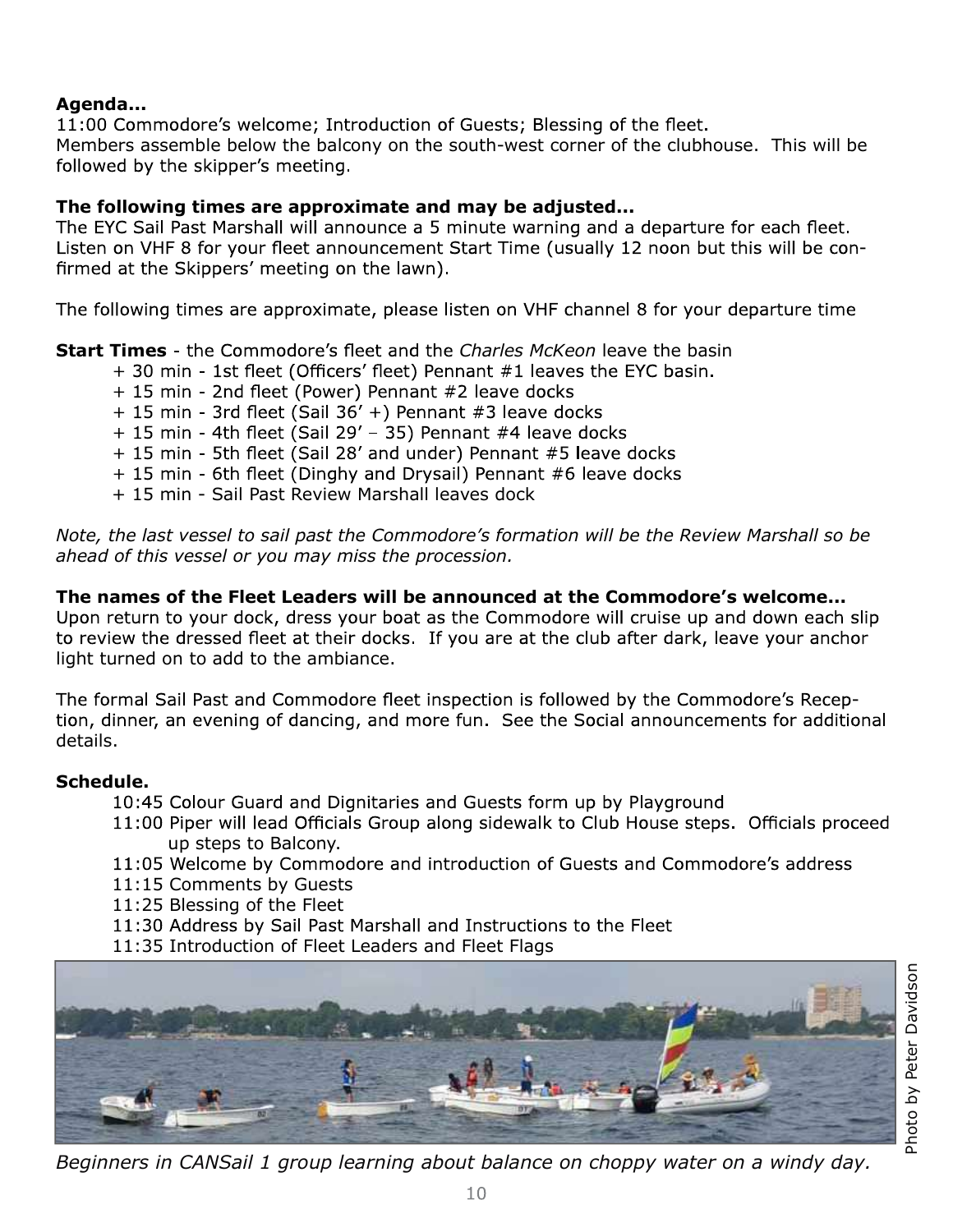**Agenda...**
11:00 Commodore's welcome; Introduction of Guests; Blessing of the fleet.
Members assemble below the balcony on the south-west corner of the clubhouse. This will be followed by the skipper's meeting.

**The following times are approximate and may be adjusted...**
The EYC Sail Past Marshall will announce a 5 minute warning and a departure for each fleet. Listen on VHF 8 for your fleet announcement Start Time (usually 12 noon but this will be confirmed at the Skippers' meeting on the lawn).

The following times are approximate, please listen on VHF channel 8 for your departure time

**Start Times** - the Commodore's fleet and the *Charles McKeon* leave the basin

- \+ 30 min - 1st fleet (Officers' fleet) Pennant #1 leaves the EYC basin.
- \+ 15 min - 2nd fleet (Power) Pennant #2 leave docks
- \+ 15 min - 3rd fleet (Sail 36' +) Pennant #3 leave docks
- \+ 15 min - 4th fleet (Sail 29' – 35) Pennant #4 leave docks
- \+ 15 min - 5th fleet (Sail 28' and under) Pennant #5 leave docks
- \+ 15 min - 6th fleet (Dinghy and Drysail) Pennant #6 leave docks
- \+ 15 min - Sail Past Review Marshall leaves dock

*Note, the last vessel to sail past the Commodore's formation will be the Review Marshall so be ahead of this vessel or you may miss the procession.*

**The names of the Fleet Leaders will be announced at the Commodore's welcome...**
Upon return to your dock, dress your boat as the Commodore will cruise up and down each slip to review the dressed fleet at their docks. If you are at the club after dark, leave your anchor light turned on to add to the ambiance.

The formal Sail Past and Commodore fleet inspection is followed by the Commodore's Reception, dinner, an evening of dancing, and more fun. See the Social announcements for additional details.

**Schedule.**

- 10:45 Colour Guard and Dignitaries and Guests form up by Playground
- 11:00 Piper will lead Officials Group along sidewalk to Club House steps. Officials proceed up steps to Balcony.
- 11:05 Welcome by Commodore and introduction of Guests and Commodore's address
- 11:15 Comments by Guests
- 11:25 Blessing of the Fleet
- 11:30 Address by Sail Past Marshall and Instructions to the Fleet
- 11:35 Introduction of Fleet Leaders and Fleet Flags

Photo by Peter Davidson

*Beginners in CANSail 1 group learning about balance on choppy water on a windy day.*